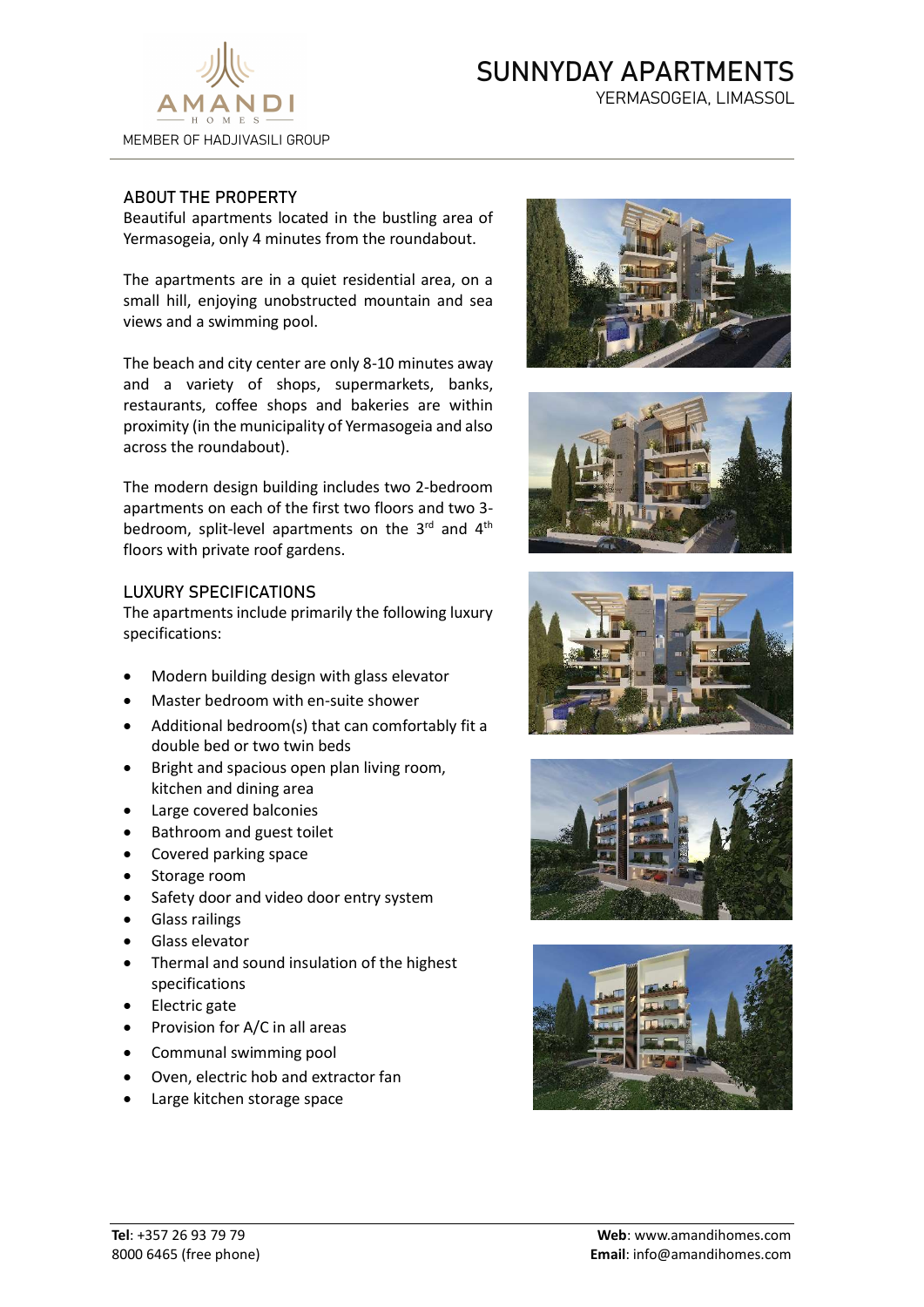AMANDI HOMES

MEMBER OF HADJIVASILI GROUP

# SUNNYDAY APARTMENTS

YERMASOGEIA, LIMASSOL

## ABOUT THE PROPERTY

Beautiful apartments located in the bustling area of Yermasogeia, only 4 minutes from the roundabout.

The apartments are in a quiet residential area, on a small hill, enjoying unobstructed mountain and sea views and a swimming pool.

The beach and city center are only 8-10 minutes away and a variety of shops, supermarkets, banks, restaurants, coffee shops and bakeries are within proximity (in the municipality of Yermasogeia and also across the roundabout).

The modern design building includes two 2-bedroom apartments on each of the first two floors and two 3-bedroom, split-level apartments on the 3rd and 4th floors with private roof gardens.

## LUXURY SPECIFICATIONS

The apartments include primarily the following luxury specifications:

- Modern building design with glass elevator
- Master bedroom with en-suite shower
- Additional bedroom(s) that can comfortably fit a double bed or two twin beds
- Bright and spacious open plan living room, kitchen and dining area
- Large covered balconies
- Bathroom and guest toilet
- Covered parking space
- Storage room
- Safety door and video door entry system
- Glass railings
- Glass elevator
- Thermal and sound insulation of the highest specifications
- Electric gate
- Provision for A/C in all areas
- Communal swimming pool
- Oven, electric hob and extractor fan
- Large kitchen storage space

**Tel**: +357 26 93 79 79
8000 6465 (free phone)

**Web**: www.amandihomes.com
**Email**: info@amandihomes.com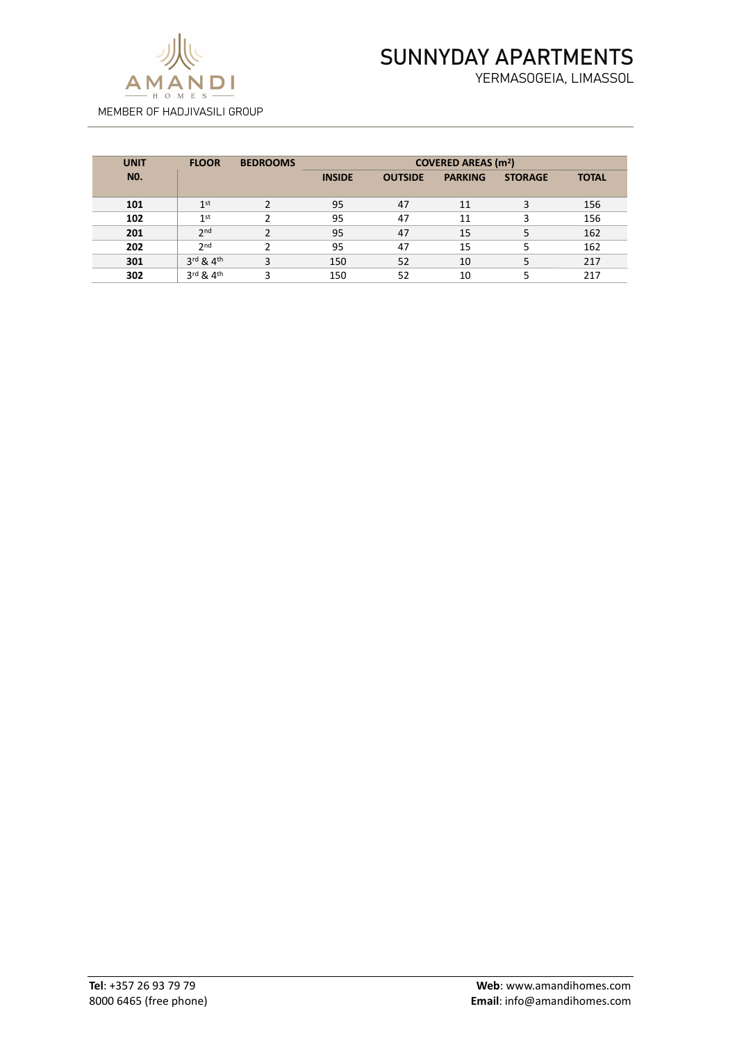# SUNNYDAY APARTMENTS

YERMASOGEIA, LIMASSOL

AMANDI HOMES

MEMBER OF HADJIVASILI GROUP

| UNIT NO. | FLOOR | BEDROOMS | COVERED AREAS (m²) | | | | |
|---|---|---|---|---|---|---|---|
| | | | INSIDE | OUTSIDE | PARKING | STORAGE | TOTAL |
| **101** | 1st | 2 | 95 | 47 | 11 | 3 | 156 |
| **102** | 1st | 2 | 95 | 47 | 11 | 3 | 156 |
| **201** | 2nd | 2 | 95 | 47 | 15 | 5 | 162 |
| **202** | 2nd | 2 | 95 | 47 | 15 | 5 | 162 |
| **301** | 3rd & 4th | 3 | 150 | 52 | 10 | 5 | 217 |
| **302** | 3rd & 4th | 3 | 150 | 52 | 10 | 5 | 217 |

**Tel**: +357 26 93 79 79
8000 6465 (free phone)

**Web**: www.amandihomes.com
**Email**: info@amandihomes.com